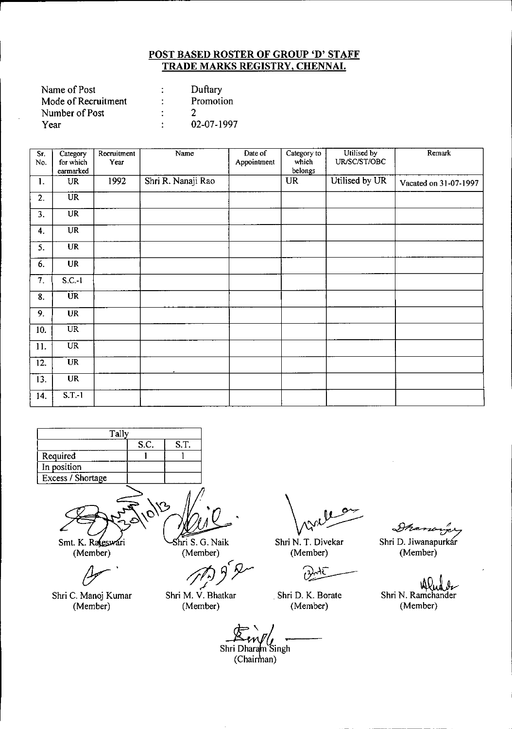## POST BASED ROSTER OF GROUP 'D' STAFF
## TRADE MARKS REGISTRY, CHENNAI.

| | | |
|---|---|---|
| Name of Post | : | Duftary |
| Mode of Recruitment | : | Promotion |
| Number of Post | : | 2 |
| Year | : | 02-07-1997 |

| Sr. No. | Category for which earmarked | Recruitment Year | Name | Date of Appointment | Category to which belongs | Utilised by UR/SC/ST/OBC | Remark |
|---|---|---|---|---|---|---|---|
| 1. | UR | 1992 | Shri R. Nanaji Rao | | UR | Utilised by UR | Vacated on 31-07-1997 |
| 2. | UR | | | | | | |
| 3. | UR | | | | | | |
| 4. | UR | | | | | | |
| 5. | UR | | | | | | |
| 6. | UR | | | | | | |
| 7. | S.C.-1 | | | | | | |
| 8. | UR | | | | | | |
| 9. | UR | | | | | | |
| 10. | UR | | | | | | |
| 11. | UR | | | | | | |
| 12. | UR | | | | | | |
| 13. | UR | | | | | | |
| 14. | S.T.-1 | | | | | | |

| Tally | S.C. | S.T. |
|---|---|---|
| Required | 1 | 1 |
| In position | | |
| Excess / Shortage | | |

20/10/13

Smt. K. Rajeswari (Member)

Shri S. G. Naik (Member)

Shri N. T. Divekar (Member)

Shri D. Jiwanapurkar (Member)

Shri C. Manoj Kumar (Member)

Shri M. V. Bhatkar (Member)

Shri D. K. Borate (Member)

Shri N. Ramchander (Member)

Shri Dharam Singh (Chairman)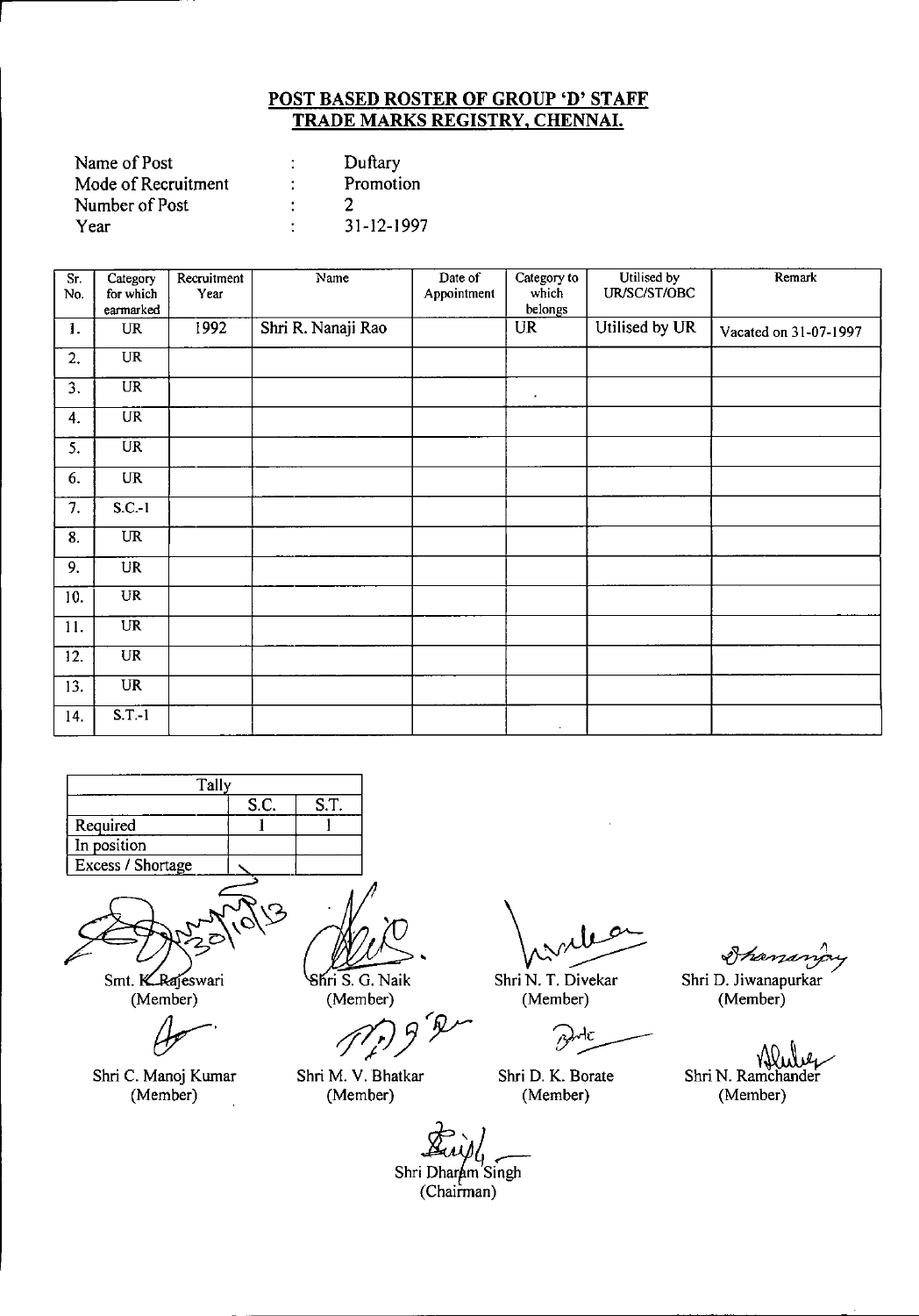## POST BASED ROSTER OF GROUP 'D' STAFF
## TRADE MARKS REGISTRY, CHENNAI.

| | | |
|---|---|---|
| Name of Post | : | Duftary |
| Mode of Recruitment | : | Promotion |
| Number of Post | : | 2 |
| Year | : | 31-12-1997 |

| Sr. No. | Category for which earmarked | Recruitment Year | Name | Date of Appointment | Category to which belongs | Utilised by UR/SC/ST/OBC | Remark |
|---|---|---|---|---|---|---|---|
| 1. | UR | 1992 | Shri R. Nanaji Rao | | UR | Utilised by UR | Vacated on 31-07-1997 |
| 2. | UR | | | | | | |
| 3. | UR | | | | | | |
| 4. | UR | | | | | | |
| 5. | UR | | | | | | |
| 6. | UR | | | | | | |
| 7. | S.C.-1 | | | | | | |
| 8. | UR | | | | | | |
| 9. | UR | | | | | | |
| 10. | UR | | | | | | |
| 11. | UR | | | | | | |
| 12. | UR | | | | | | |
| 13. | UR | | | | | | |
| 14. | S.T.-1 | | | | | | |

| Tally | S.C. | S.T. |
|---|---|---|
| Required | 1 | 1 |
| In position | | |
| Excess / Shortage | | |

30/10/13

Smt. K. Rajeswari (Member) | Shri S. G. Naik (Member) | Shri N. T. Divekar (Member) | Shri D. Jiwanapurkar (Member)

Shri C. Manoj Kumar (Member) | Shri M. V. Bhatkar (Member) | Shri D. K. Borate (Member) | Shri N. Ramchander (Member)

Shri Dharam Singh (Chairman)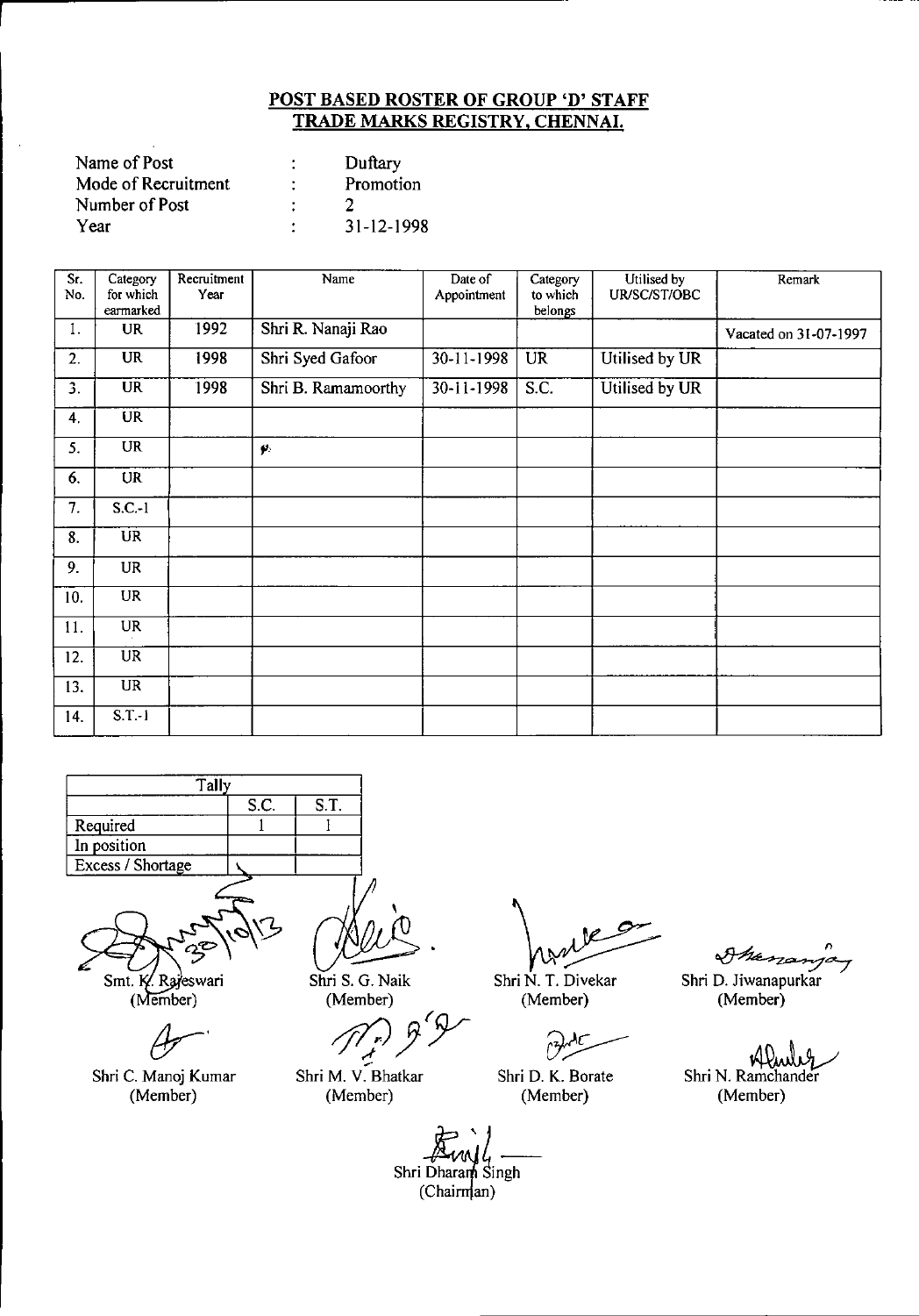**POST BASED ROSTER OF GROUP 'D' STAFF**
**TRADE MARKS REGISTRY, CHENNAI.**

Name of Post : Duftary
Mode of Recruitment : Promotion
Number of Post : 2
Year : 31-12-1998

| Sr. No. | Category for which earmarked | Recruitment Year | Name | Date of Appointment | Category to which belongs | Utilised by UR/SC/ST/OBC | Remark |
|---|---|---|---|---|---|---|---|
| 1. | UR | 1992 | Shri R. Nanaji Rao | | | | Vacated on 31-07-1997 |
| 2. | UR | 1998 | Shri Syed Gafoor | 30-11-1998 | UR | Utilised by UR | |
| 3. | UR | 1998 | Shri B. Ramamoorthy | 30-11-1998 | S.C. | Utilised by UR | |
| 4. | UR | | | | | | |
| 5. | UR | | | | | | |
| 6. | UR | | | | | | |
| 7. | S.C.-1 | | | | | | |
| 8. | UR | | | | | | |
| 9. | UR | | | | | | |
| 10. | UR | | | | | | |
| 11. | UR | | | | | | |
| 12. | UR | | | | | | |
| 13. | UR | | | | | | |
| 14. | S.T.-1 | | | | | | |

| Tally | | |
|---|---|---|
| | S.C. | S.T. |
| Required | 1 | 1 |
| In position | | |
| Excess / Shortage | | |

Smt. K. Rajeswari (Member)
Shri S. G. Naik (Member)
Shri N. T. Divekar (Member)
Shri D. Jiwanapurkar (Member)

Shri C. Manoj Kumar (Member)
Shri M. V. Bhatkar (Member)
Shri D. K. Borate (Member)
Shri N. Ramchander (Member)

Shri Dharam Singh (Chairman)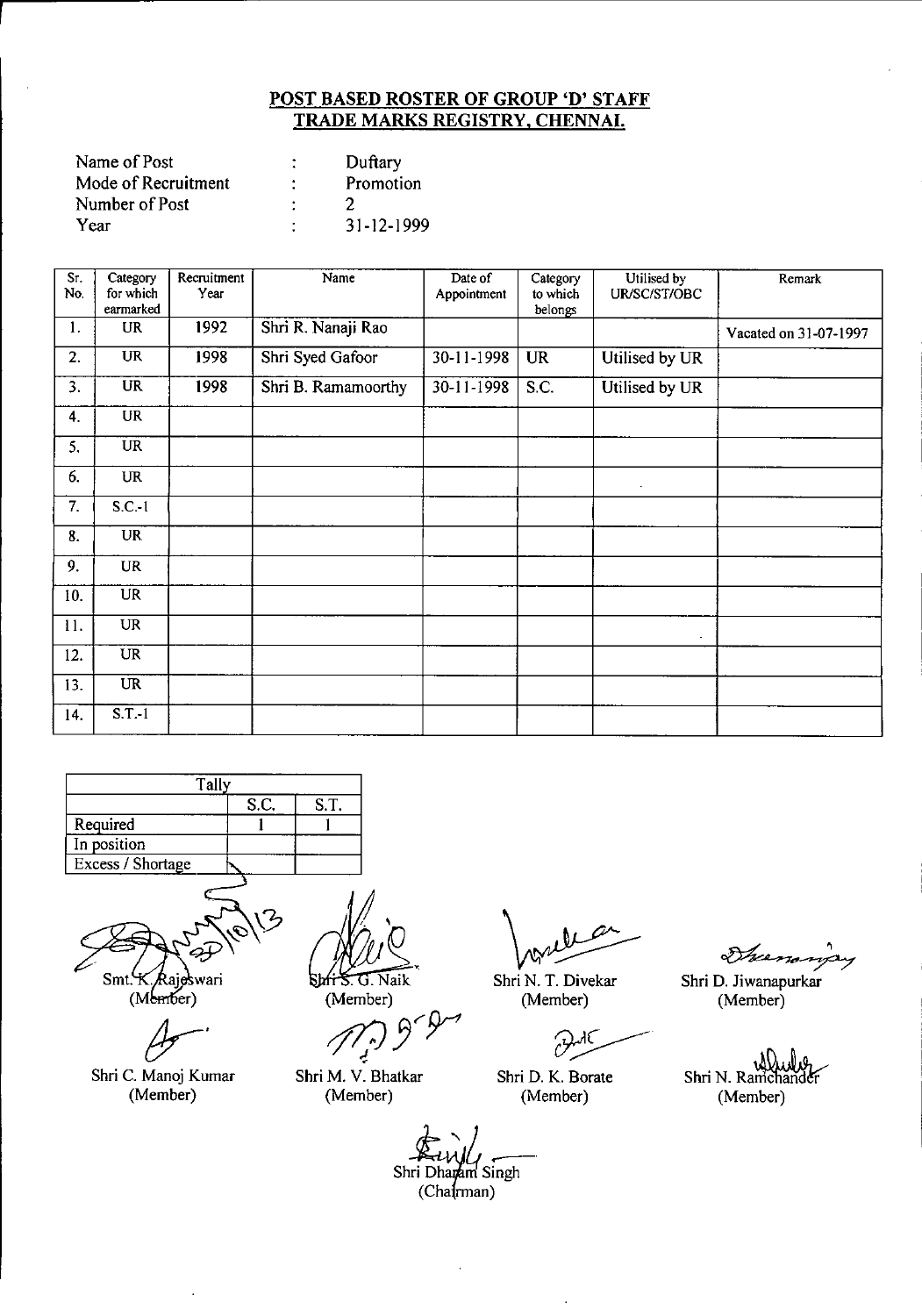## POST BASED ROSTER OF GROUP 'D' STAFF
## TRADE MARKS REGISTRY, CHENNAI.

| | | |
|---|---|---|
| Name of Post | : | Duftary |
| Mode of Recruitment | : | Promotion |
| Number of Post | : | 2 |
| Year | : | 31-12-1999 |

| Sr. No. | Category for which earmarked | Recruitment Year | Name | Date of Appointment | Category to which belongs | Utilised by UR/SC/ST/OBC | Remark |
|---|---|---|---|---|---|---|---|
| 1. | UR | 1992 | Shri R. Nanaji Rao | | | | Vacated on 31-07-1997 |
| 2. | UR | 1998 | Shri Syed Gafoor | 30-11-1998 | UR | Utilised by UR | |
| 3. | UR | 1998 | Shri B. Ramamoorthy | 30-11-1998 | S.C. | Utilised by UR | |
| 4. | UR | | | | | | |
| 5. | UR | | | | | | |
| 6. | UR | | | | | | |
| 7. | S.C.-1 | | | | | | |
| 8. | UR | | | | | | |
| 9. | UR | | | | | | |
| 10. | UR | | | | | | |
| 11. | UR | | | | | | |
| 12. | UR | | | | | | |
| 13. | UR | | | | | | |
| 14. | S.T.-1 | | | | | | |

| Tally | | |
|---|---|---|
| | S.C. | S.T. |
| Required | 1 | 1 |
| In position | | |
| Excess / Shortage | | |

Smt. K. Rajeswari (Member)

Shri S. G. Naik (Member)

Shri N. T. Divekar (Member)

Shri D. Jiwanapurkar (Member)

Shri C. Manoj Kumar (Member)

Shri M. V. Bhatkar (Member)

Shri D. K. Borate (Member)

Shri N. Ramchander (Member)

Shri Dharam Singh (Chairman)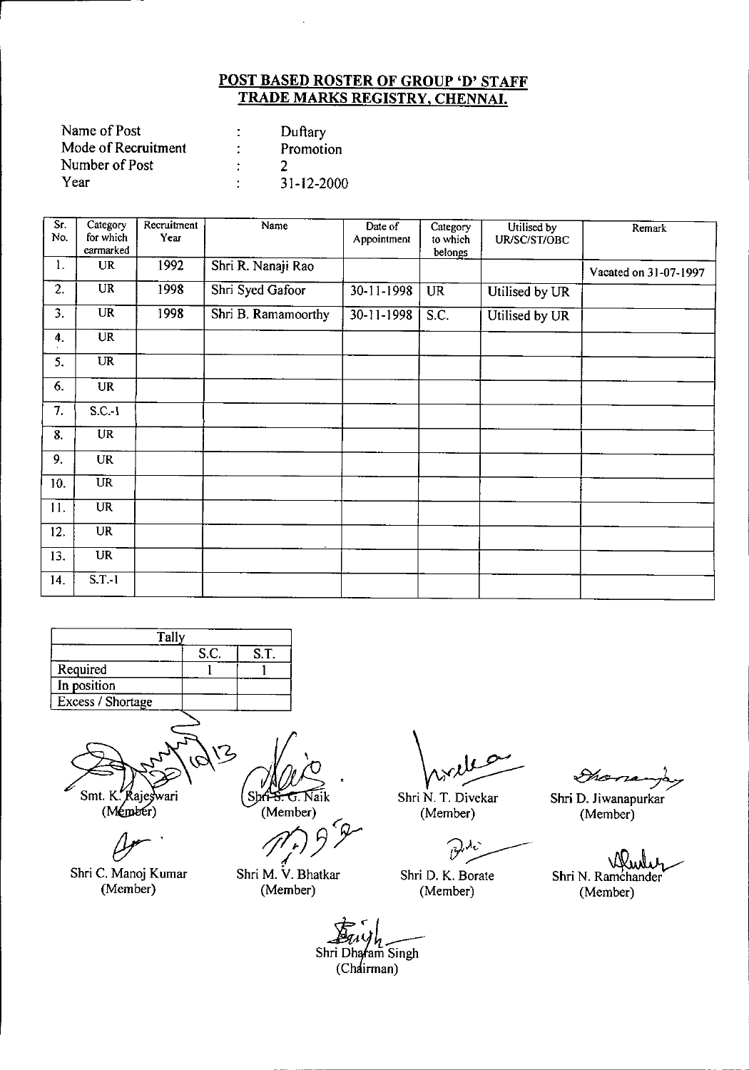## POST BASED ROSTER OF GROUP 'D' STAFF
## TRADE MARKS REGISTRY, CHENNAI.

| | | |
|---|---|---|
| Name of Post | : | Duftary |
| Mode of Recruitment | : | Promotion |
| Number of Post | : | 2 |
| Year | : | 31-12-2000 |

| Sr. No. | Category for which earmarked | Recruitment Year | Name | Date of Appointment | Category to which belongs | Utilised by UR/SC/ST/OBC | Remark |
|---|---|---|---|---|---|---|---|
| 1. | UR | 1992 | Shri R. Nanaji Rao | | | | Vacated on 31-07-1997 |
| 2. | UR | 1998 | Shri Syed Gafoor | 30-11-1998 | UR | Utilised by UR | |
| 3. | UR | 1998 | Shri B. Ramamoorthy | 30-11-1998 | S.C. | Utilised by UR | |
| 4. | UR | | | | | | |
| 5. | UR | | | | | | |
| 6. | UR | | | | | | |
| 7. | S.C.-1 | | | | | | |
| 8. | UR | | | | | | |
| 9. | UR | | | | | | |
| 10. | UR | | | | | | |
| 11. | UR | | | | | | |
| 12. | UR | | | | | | |
| 13. | UR | | | | | | |
| 14. | S.T.-1 | | | | | | |

| Tally | | |
|---|---|---|
| | S.C. | S.T. |
| Required | 1 | 1 |
| In position | | |
| Excess / Shortage | | |

Smt. K. Rajeswari (Member) | Shri S. G. Naik (Member) | Shri N. T. Divekar (Member) | Shri D. Jiwanapurkar (Member)

Shri C. Manoj Kumar (Member) | Shri M. V. Bhatkar (Member) | Shri D. K. Borate (Member) | Shri N. Ramchander (Member)

Shri Dharam Singh (Chairman)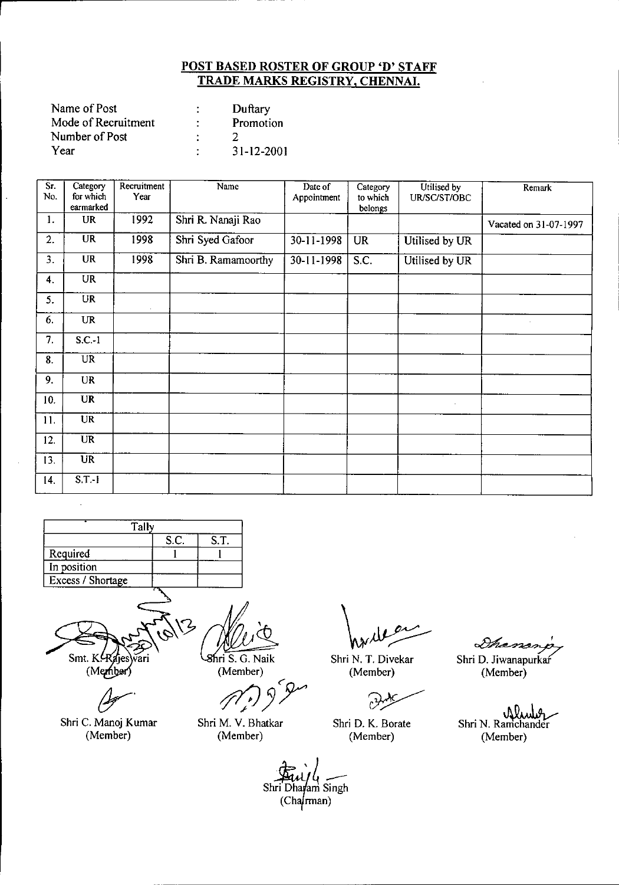**POST BASED ROSTER OF GROUP 'D' STAFF**
**TRADE MARKS REGISTRY, CHENNAI.**

| | | |
|---|---|---|
| Name of Post | : | Duftary |
| Mode of Recruitment | : | Promotion |
| Number of Post | : | 2 |
| Year | : | 31-12-2001 |

| Sr. No. | Category for which earmarked | Recruitment Year | Name | Date of Appointment | Category to which belongs | Utilised by UR/SC/ST/OBC | Remark |
|---|---|---|---|---|---|---|---|
| 1. | UR | 1992 | Shri R. Nanaji Rao | | | | Vacated on 31-07-1997 |
| 2. | UR | 1998 | Shri Syed Gafoor | 30-11-1998 | UR | Utilised by UR | |
| 3. | UR | 1998 | Shri B. Ramamoorthy | 30-11-1998 | S.C. | Utilised by UR | |
| 4. | UR | | | | | | |
| 5. | UR | | | | | | |
| 6. | UR | | | | | | |
| 7. | S.C.-1 | | | | | | |
| 8. | UR | | | | | | |
| 9. | UR | | | | | | |
| 10. | UR | | | | | | |
| 11. | UR | | | | | | |
| 12. | UR | | | | | | |
| 13. | UR | | | | | | |
| 14. | S.T.-1 | | | | | | |

| Tally | S.C. | S.T. |
|---|---|---|
| Required | 1 | 1 |
| In position | | |
| Excess / Shortage | | |

Smt. K. Rajeswari (Member) &nbsp;&nbsp; Shri S. G. Naik (Member) &nbsp;&nbsp; Shri N. T. Divekar (Member) &nbsp;&nbsp; Shri D. Jiwanapurkar (Member)

Shri C. Manoj Kumar (Member) &nbsp;&nbsp; Shri M. V. Bhatkar (Member) &nbsp;&nbsp; Shri D. K. Borate (Member) &nbsp;&nbsp; Shri N. Ramchander (Member)

Shri Dharam Singh (Chairman)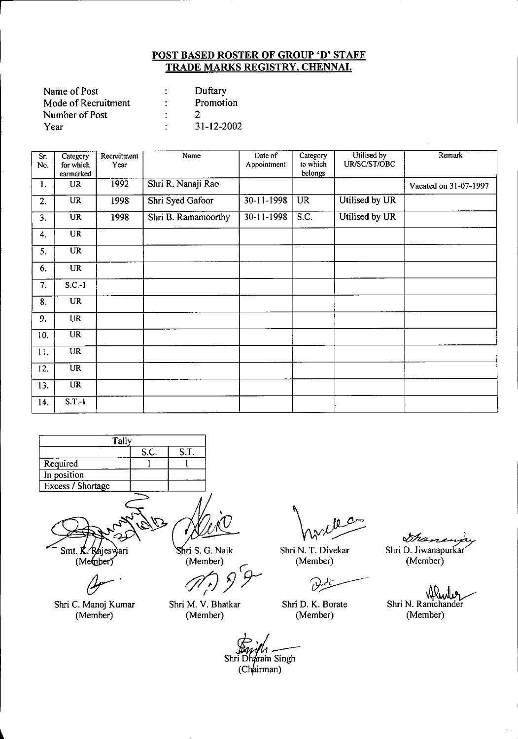## POST BASED ROSTER OF GROUP 'D' STAFF
## TRADE MARKS REGISTRY, CHENNAI.

| | | |
|---|---|---|
| Name of Post | : | Duftary |
| Mode of Recruitment | : | Promotion |
| Number of Post | : | 2 |
| Year | : | 31-12-2002 |

| Sr. No. | Category for which earmarked | Recruitment Year | Name | Date of Appointment | Category to which belongs | Utilised by UR/SC/ST/OBC | Remark |
|---|---|---|---|---|---|---|---|
| 1. | UR | 1992 | Shri R. Nanaji Rao | | | | Vacated on 31-07-1997 |
| 2. | UR | 1998 | Shri Syed Gafoor | 30-11-1998 | UR | Utilised by UR | |
| 3. | UR | 1998 | Shri B. Ramamoorthy | 30-11-1998 | S.C. | Utilised by UR | |
| 4. | UR | | | | | | |
| 5. | UR | | | | | | |
| 6. | UR | | | | | | |
| 7. | S.C.-1 | | | | | | |
| 8. | UR | | | | | | |
| 9. | UR | | | | | | |
| 10. | UR | | | | | | |
| 11. | UR | | | | | | |
| 12. | UR | | | | | | |
| 13. | UR | | | | | | |
| 14. | S.T.-1 | | | | | | |

| Tally | S.C. | S.T. |
|---|---|---|
| Required | 1 | 1 |
| In position | | |
| Excess / Shortage | | |

Smt. K. Rajeswari (Member) | Shri S. G. Naik (Member) | Shri N. T. Divekar (Member) | Shri D. Jiwanapurkar (Member)

Shri C. Manoj Kumar (Member) | Shri M. V. Bhatkar (Member) | Shri D. K. Borate (Member) | Shri N. Ramchander (Member)

Shri Dharam Singh (Chairman)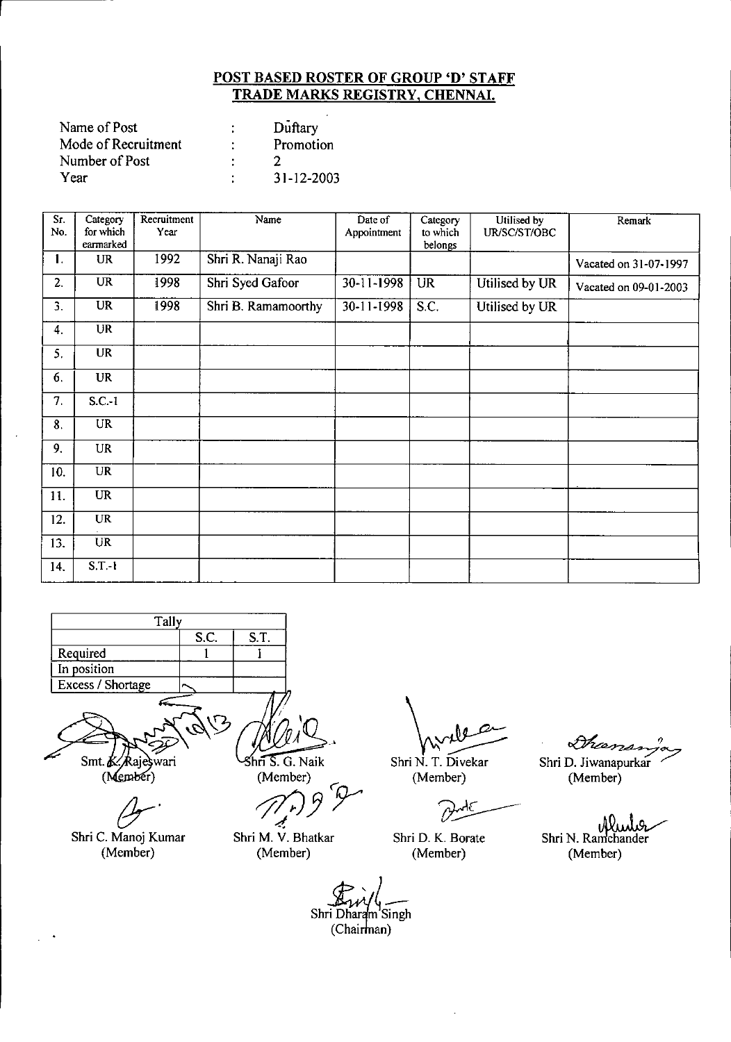**POST BASED ROSTER OF GROUP 'D' STAFF**
**TRADE MARKS REGISTRY, CHENNAI.**

| | | |
|---|---|---|
| Name of Post | : | Duftary |
| Mode of Recruitment | : | Promotion |
| Number of Post | : | 2 |
| Year | : | 31-12-2003 |

| Sr. No. | Category for which earmarked | Recruitment Year | Name | Date of Appointment | Category to which belongs | Utilised by UR/SC/ST/OBC | Remark |
|---|---|---|---|---|---|---|---|
| 1. | UR | 1992 | Shri R. Nanaji Rao | | | | Vacated on 31-07-1997 |
| 2. | UR | 1998 | Shri Syed Gafoor | 30-11-1998 | UR | Utilised by UR | Vacated on 09-01-2003 |
| 3. | UR | 1998 | Shri B. Ramamoorthy | 30-11-1998 | S.C. | Utilised by UR | |
| 4. | UR | | | | | | |
| 5. | UR | | | | | | |
| 6. | UR | | | | | | |
| 7. | S.C.-1 | | | | | | |
| 8. | UR | | | | | | |
| 9. | UR | | | | | | |
| 10. | UR | | | | | | |
| 11. | UR | | | | | | |
| 12. | UR | | | | | | |
| 13. | UR | | | | | | |
| 14. | S.T.-1 | | | | | | |

| Tally | S.C. | S.T. |
|---|---|---|
| Required | 1 | 1 |
| In position | | |
| Excess / Shortage | | |

Smt. K. Rajeswari (Member)

Shri S. G. Naik (Member)

Shri N. T. Divekar (Member)

Shri D. Jiwanapurkar (Member)

Shri C. Manoj Kumar (Member)

Shri M. V. Bhatkar (Member)

Shri D. K. Borate (Member)

Shri N. Ramchander (Member)

Shri Dharam Singh (Chairman)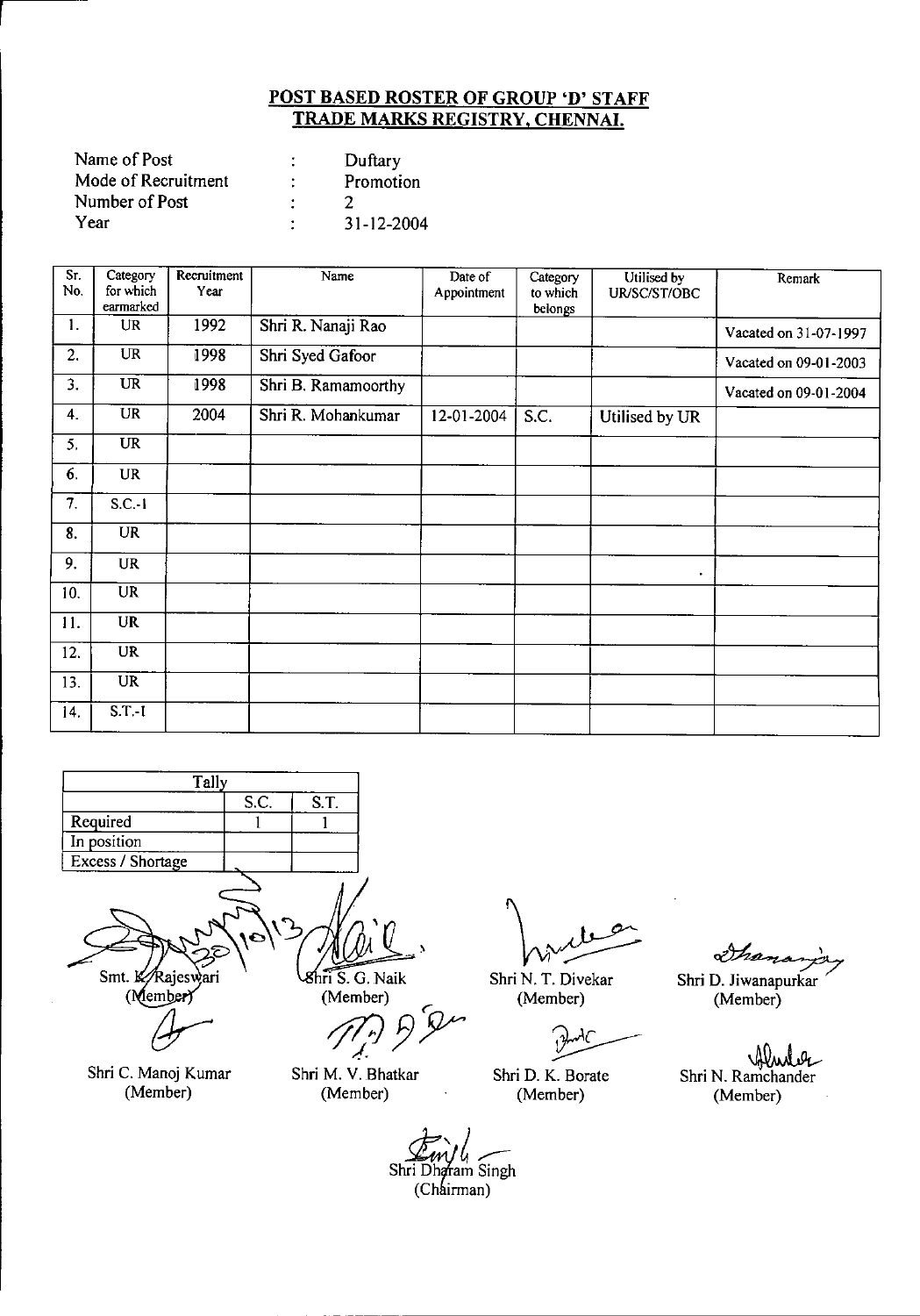## POST BASED ROSTER OF GROUP 'D' STAFF
## TRADE MARKS REGISTRY, CHENNAI.

Name of Post : Duftary
Mode of Recruitment : Promotion
Number of Post : 2
Year : 31-12-2004

| Sr. No. | Category for which earmarked | Recruitment Year | Name | Date of Appointment | Category to which belongs | Utilised by UR/SC/ST/OBC | Remark |
|---|---|---|---|---|---|---|---|
| 1. | UR | 1992 | Shri R. Nanaji Rao | | | | Vacated on 31-07-1997 |
| 2. | UR | 1998 | Shri Syed Gafoor | | | | Vacated on 09-01-2003 |
| 3. | UR | 1998 | Shri B. Ramamoorthy | | | | Vacated on 09-01-2004 |
| 4. | UR | 2004 | Shri R. Mohankumar | 12-01-2004 | S.C. | Utilised by UR | |
| 5. | UR | | | | | | |
| 6. | UR | | | | | | |
| 7. | S.C.-1 | | | | | | |
| 8. | UR | | | | | | |
| 9. | UR | | | | | | |
| 10. | UR | | | | | | |
| 11. | UR | | | | | | |
| 12. | UR | | | | | | |
| 13. | UR | | | | | | |
| 14. | S.T.-I | | | | | | |

| Tally | | |
|---|---|---|
| | S.C. | S.T. |
| Required | 1 | 1 |
| In position | | |
| Excess / Shortage | | |

Smt. K. Rajeswari (Member) — Shri S. G. Naik (Member) — Shri N. T. Divekar (Member) — Shri D. Jiwanapurkar (Member)

Shri C. Manoj Kumar (Member) — Shri M. V. Bhatkar (Member) — Shri D. K. Borate (Member) — Shri N. Ramchander (Member)

Shri Dharam Singh (Chairman)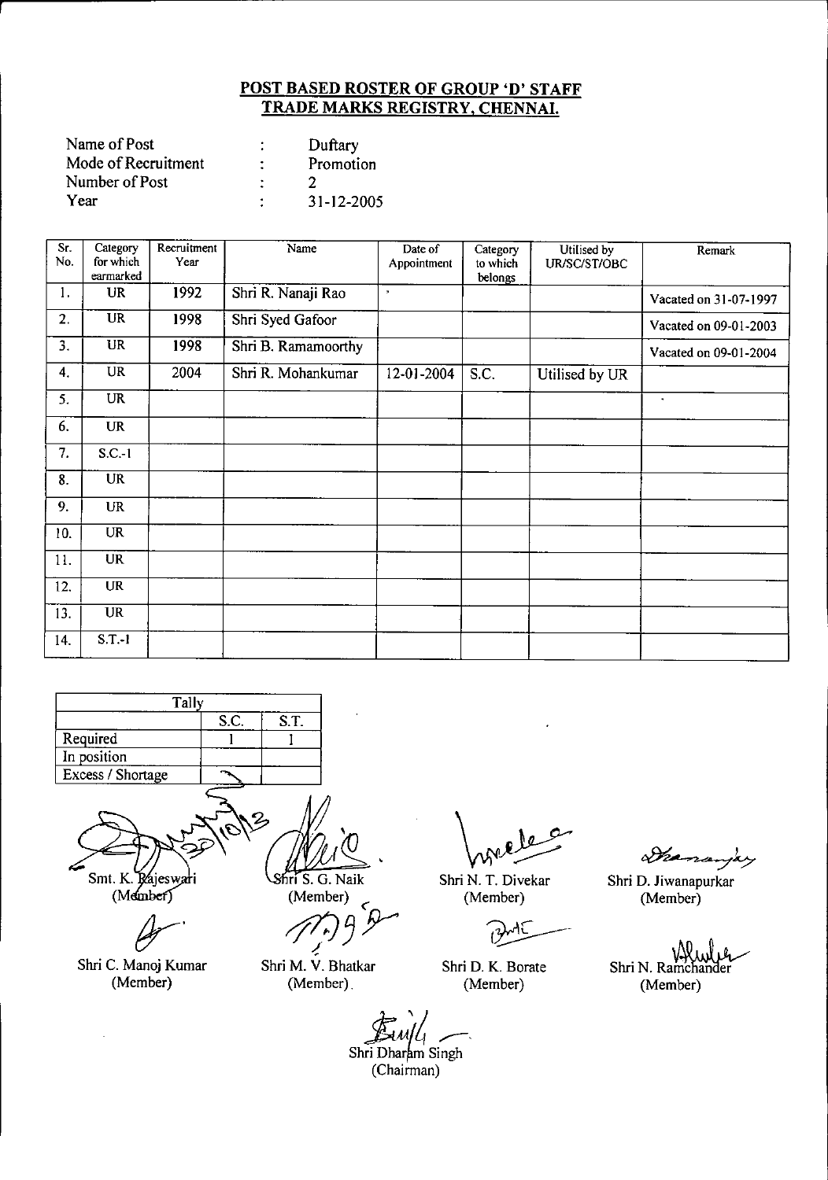**POST BASED ROSTER OF GROUP 'D' STAFF**
**TRADE MARKS REGISTRY, CHENNAI.**

| | | |
|---|---|---|
| Name of Post | : | Duftary |
| Mode of Recruitment | : | Promotion |
| Number of Post | : | 2 |
| Year | : | 31-12-2005 |

| Sr. No. | Category for which earmarked | Recruitment Year | Name | Date of Appointment | Category to which belongs | Utilised by UR/SC/ST/OBC | Remark |
|---|---|---|---|---|---|---|---|
| 1. | UR | 1992 | Shri R. Nanaji Rao | | | | Vacated on 31-07-1997 |
| 2. | UR | 1998 | Shri Syed Gafoor | | | | Vacated on 09-01-2003 |
| 3. | UR | 1998 | Shri B. Ramamoorthy | | | | Vacated on 09-01-2004 |
| 4. | UR | 2004 | Shri R. Mohankumar | 12-01-2004 | S.C. | Utilised by UR | |
| 5. | UR | | | | | | |
| 6. | UR | | | | | | |
| 7. | S.C.-1 | | | | | | |
| 8. | UR | | | | | | |
| 9. | UR | | | | | | |
| 10. | UR | | | | | | |
| 11. | UR | | | | | | |
| 12. | UR | | | | | | |
| 13. | UR | | | | | | |
| 14. | S.T.-1 | | | | | | |

| Tally | S.C. | S.T. |
|---|---|---|
| Required | 1 | 1 |
| In position | | |
| Excess / Shortage | | |

Smt. K. Rajeswari (Member)
Shri S. G. Naik (Member)
Shri N. T. Divekar (Member)
Shri D. Jiwanapurkar (Member)

Shri C. Manoj Kumar (Member)
Shri M. V. Bhatkar (Member)
Shri D. K. Borate (Member)
Shri N. Ramchander (Member)

Shri Dharam Singh (Chairman)